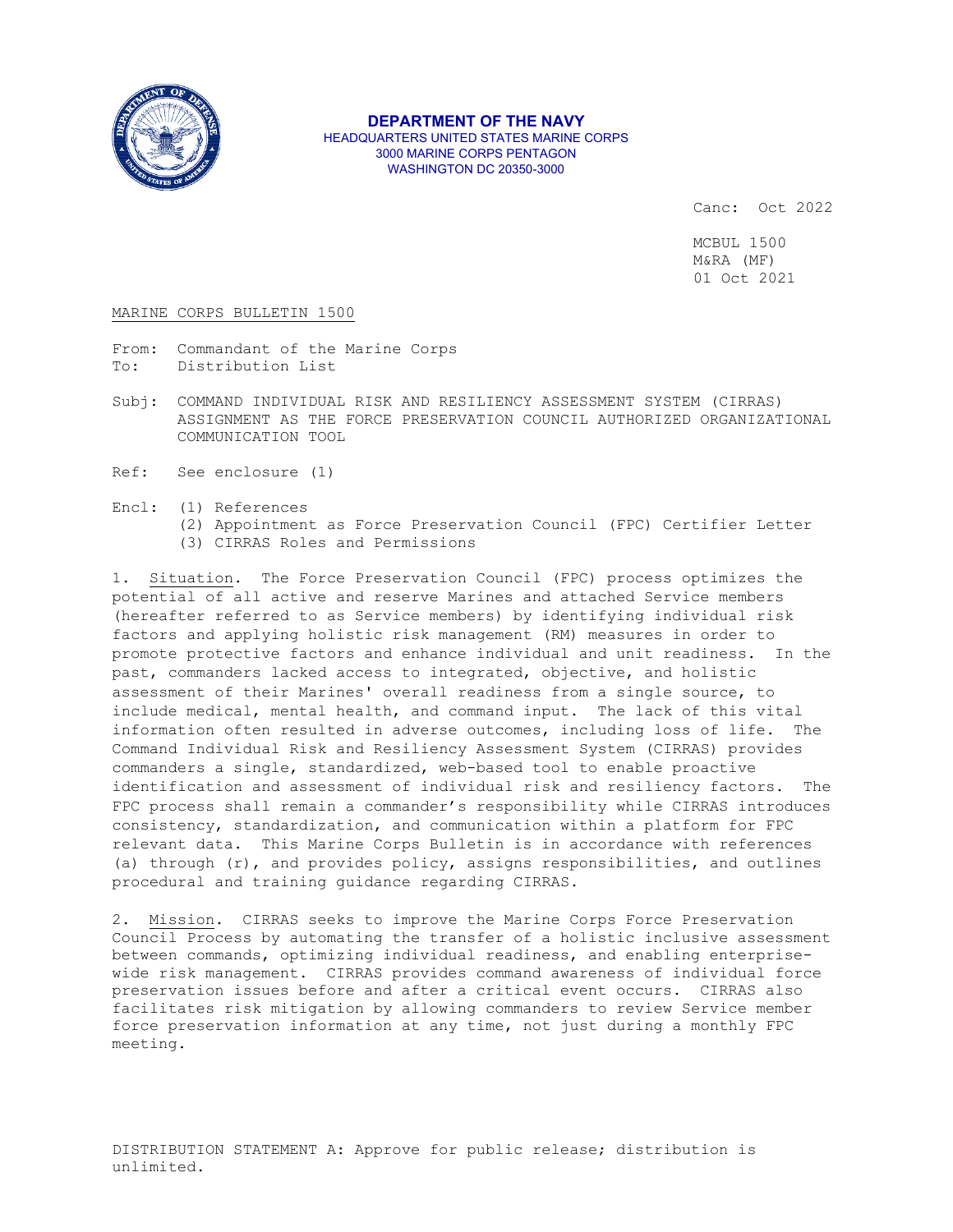**DEPARTMENT OF THE NAVY**
HEADQUARTERS UNITED STATES MARINE CORPS
3000 MARINE CORPS PENTAGON
WASHINGTON DC 20350-3000

Canc: Oct 2022

MCBUL 1500
M&RA (MF)
01 Oct 2021

MARINE CORPS BULLETIN 1500

From: Commandant of the Marine Corps
To: Distribution List

Subj: COMMAND INDIVIDUAL RISK AND RESILIENCY ASSESSMENT SYSTEM (CIRRAS) ASSIGNMENT AS THE FORCE PRESERVATION COUNCIL AUTHORIZED ORGANIZATIONAL COMMUNICATION TOOL

Ref: See enclosure (1)

Encl: (1) References
(2) Appointment as Force Preservation Council (FPC) Certifier Letter
(3) CIRRAS Roles and Permissions

1. Situation. The Force Preservation Council (FPC) process optimizes the potential of all active and reserve Marines and attached Service members (hereafter referred to as Service members) by identifying individual risk factors and applying holistic risk management (RM) measures in order to promote protective factors and enhance individual and unit readiness. In the past, commanders lacked access to integrated, objective, and holistic assessment of their Marines' overall readiness from a single source, to include medical, mental health, and command input. The lack of this vital information often resulted in adverse outcomes, including loss of life. The Command Individual Risk and Resiliency Assessment System (CIRRAS) provides commanders a single, standardized, web-based tool to enable proactive identification and assessment of individual risk and resiliency factors. The FPC process shall remain a commander's responsibility while CIRRAS introduces consistency, standardization, and communication within a platform for FPC relevant data. This Marine Corps Bulletin is in accordance with references (a) through (r), and provides policy, assigns responsibilities, and outlines procedural and training guidance regarding CIRRAS.

2. Mission. CIRRAS seeks to improve the Marine Corps Force Preservation Council Process by automating the transfer of a holistic inclusive assessment between commands, optimizing individual readiness, and enabling enterprise-wide risk management. CIRRAS provides command awareness of individual force preservation issues before and after a critical event occurs. CIRRAS also facilitates risk mitigation by allowing commanders to review Service member force preservation information at any time, not just during a monthly FPC meeting.

DISTRIBUTION STATEMENT A: Approve for public release; distribution is unlimited.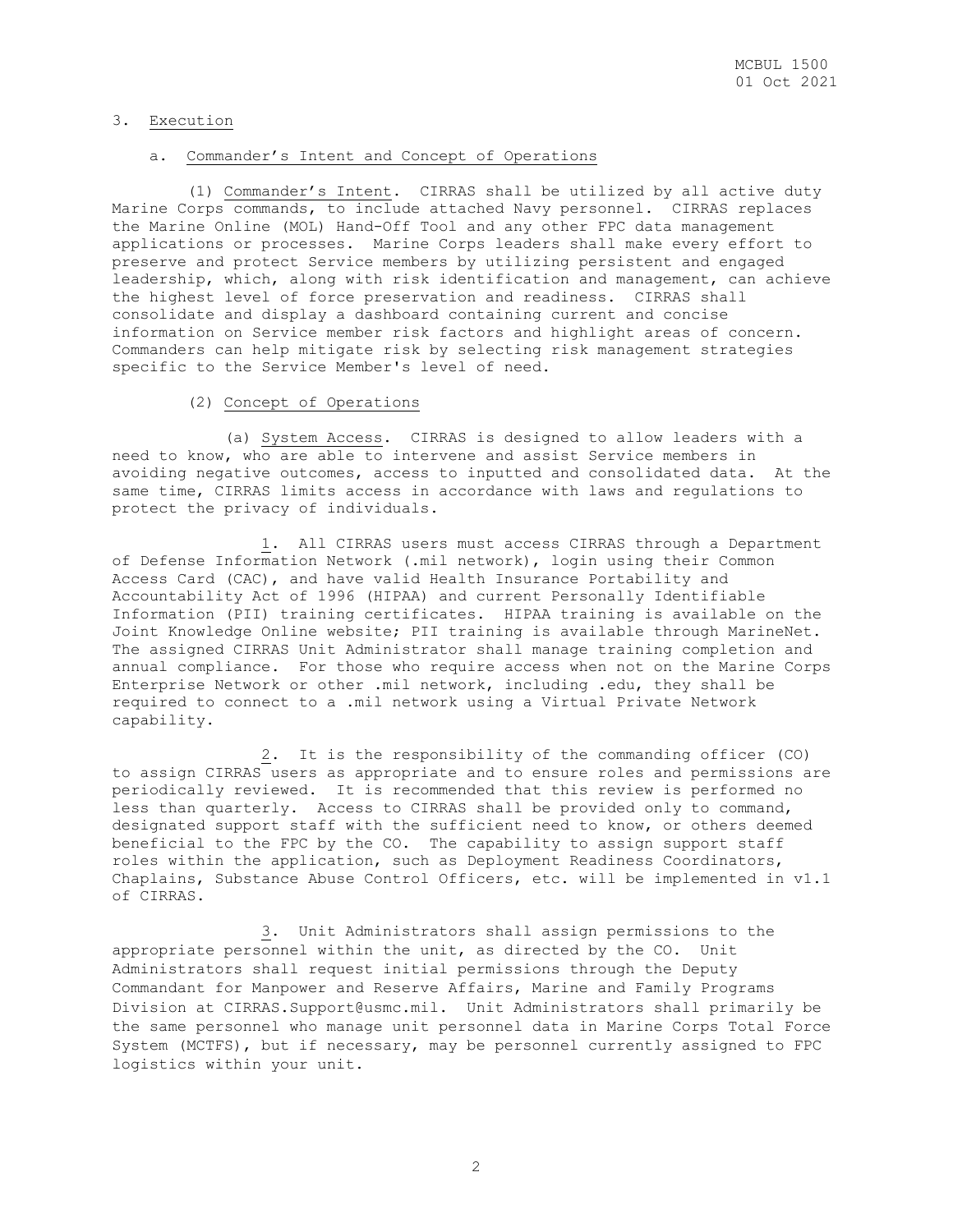3. Execution

a. Commander's Intent and Concept of Operations

(1) Commander's Intent. CIRRAS shall be utilized by all active duty Marine Corps commands, to include attached Navy personnel. CIRRAS replaces the Marine Online (MOL) Hand-Off Tool and any other FPC data management applications or processes. Marine Corps leaders shall make every effort to preserve and protect Service members by utilizing persistent and engaged leadership, which, along with risk identification and management, can achieve the highest level of force preservation and readiness. CIRRAS shall consolidate and display a dashboard containing current and concise information on Service member risk factors and highlight areas of concern. Commanders can help mitigate risk by selecting risk management strategies specific to the Service Member's level of need.

(2) Concept of Operations

(a) System Access. CIRRAS is designed to allow leaders with a need to know, who are able to intervene and assist Service members in avoiding negative outcomes, access to inputted and consolidated data. At the same time, CIRRAS limits access in accordance with laws and regulations to protect the privacy of individuals.

1. All CIRRAS users must access CIRRAS through a Department of Defense Information Network (.mil network), login using their Common Access Card (CAC), and have valid Health Insurance Portability and Accountability Act of 1996 (HIPAA) and current Personally Identifiable Information (PII) training certificates. HIPAA training is available on the Joint Knowledge Online website; PII training is available through MarineNet. The assigned CIRRAS Unit Administrator shall manage training completion and annual compliance. For those who require access when not on the Marine Corps Enterprise Network or other .mil network, including .edu, they shall be required to connect to a .mil network using a Virtual Private Network capability.

2. It is the responsibility of the commanding officer (CO) to assign CIRRAS users as appropriate and to ensure roles and permissions are periodically reviewed. It is recommended that this review is performed no less than quarterly. Access to CIRRAS shall be provided only to command, designated support staff with the sufficient need to know, or others deemed beneficial to the FPC by the CO. The capability to assign support staff roles within the application, such as Deployment Readiness Coordinators, Chaplains, Substance Abuse Control Officers, etc. will be implemented in v1.1 of CIRRAS.

3. Unit Administrators shall assign permissions to the appropriate personnel within the unit, as directed by the CO. Unit Administrators shall request initial permissions through the Deputy Commandant for Manpower and Reserve Affairs, Marine and Family Programs Division at CIRRAS.Support@usmc.mil. Unit Administrators shall primarily be the same personnel who manage unit personnel data in Marine Corps Total Force System (MCTFS), but if necessary, may be personnel currently assigned to FPC logistics within your unit.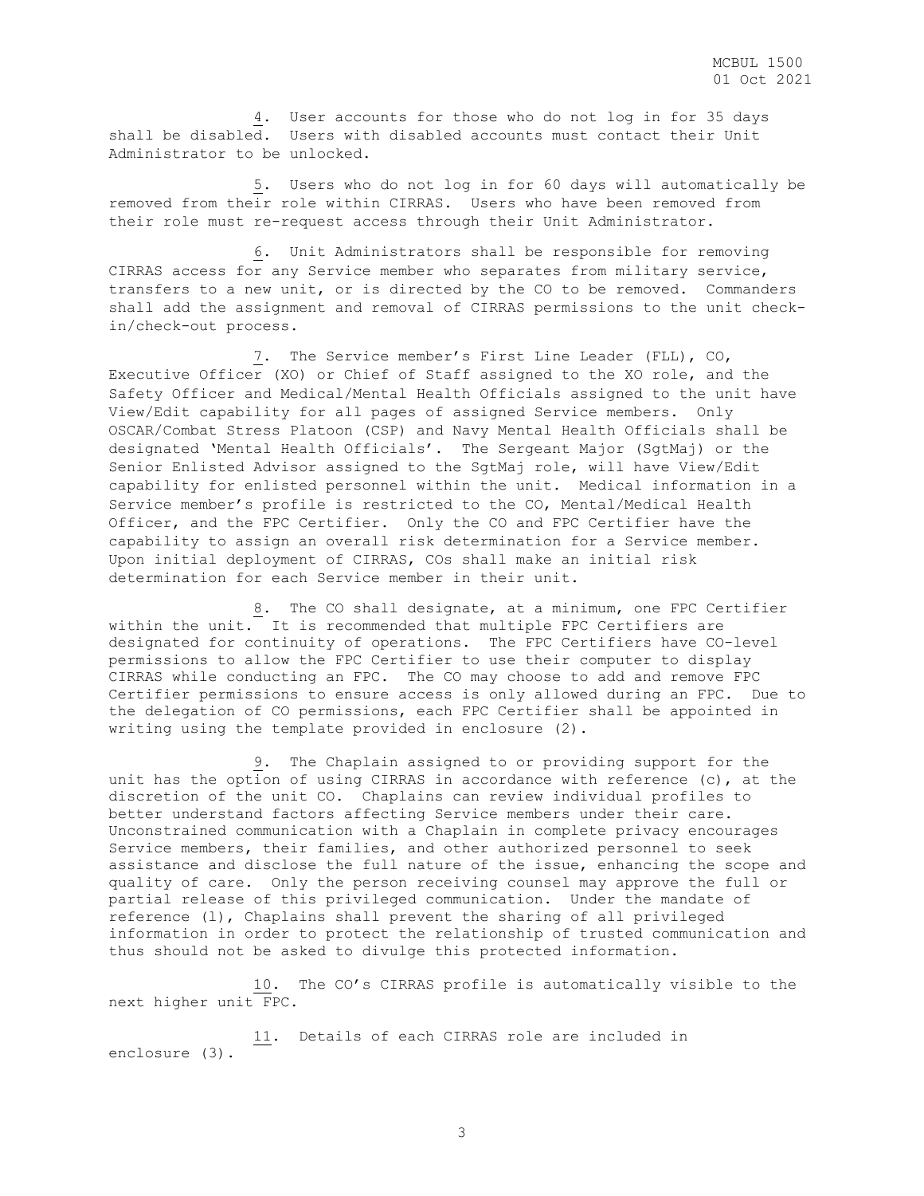4. User accounts for those who do not log in for 35 days shall be disabled. Users with disabled accounts must contact their Unit Administrator to be unlocked.

5. Users who do not log in for 60 days will automatically be removed from their role within CIRRAS. Users who have been removed from their role must re-request access through their Unit Administrator.

6. Unit Administrators shall be responsible for removing CIRRAS access for any Service member who separates from military service, transfers to a new unit, or is directed by the CO to be removed. Commanders shall add the assignment and removal of CIRRAS permissions to the unit check-in/check-out process.

7. The Service member's First Line Leader (FLL), CO, Executive Officer (XO) or Chief of Staff assigned to the XO role, and the Safety Officer and Medical/Mental Health Officials assigned to the unit have View/Edit capability for all pages of assigned Service members. Only OSCAR/Combat Stress Platoon (CSP) and Navy Mental Health Officials shall be designated 'Mental Health Officials'. The Sergeant Major (SgtMaj) or the Senior Enlisted Advisor assigned to the SgtMaj role, will have View/Edit capability for enlisted personnel within the unit. Medical information in a Service member's profile is restricted to the CO, Mental/Medical Health Officer, and the FPC Certifier. Only the CO and FPC Certifier have the capability to assign an overall risk determination for a Service member. Upon initial deployment of CIRRAS, COs shall make an initial risk determination for each Service member in their unit.

8. The CO shall designate, at a minimum, one FPC Certifier within the unit. It is recommended that multiple FPC Certifiers are designated for continuity of operations. The FPC Certifiers have CO-level permissions to allow the FPC Certifier to use their computer to display CIRRAS while conducting an FPC. The CO may choose to add and remove FPC Certifier permissions to ensure access is only allowed during an FPC. Due to the delegation of CO permissions, each FPC Certifier shall be appointed in writing using the template provided in enclosure (2).

9. The Chaplain assigned to or providing support for the unit has the option of using CIRRAS in accordance with reference (c), at the discretion of the unit CO. Chaplains can review individual profiles to better understand factors affecting Service members under their care. Unconstrained communication with a Chaplain in complete privacy encourages Service members, their families, and other authorized personnel to seek assistance and disclose the full nature of the issue, enhancing the scope and quality of care. Only the person receiving counsel may approve the full or partial release of this privileged communication. Under the mandate of reference (l), Chaplains shall prevent the sharing of all privileged information in order to protect the relationship of trusted communication and thus should not be asked to divulge this protected information.

10. The CO's CIRRAS profile is automatically visible to the next higher unit FPC.

11. Details of each CIRRAS role are included in enclosure (3).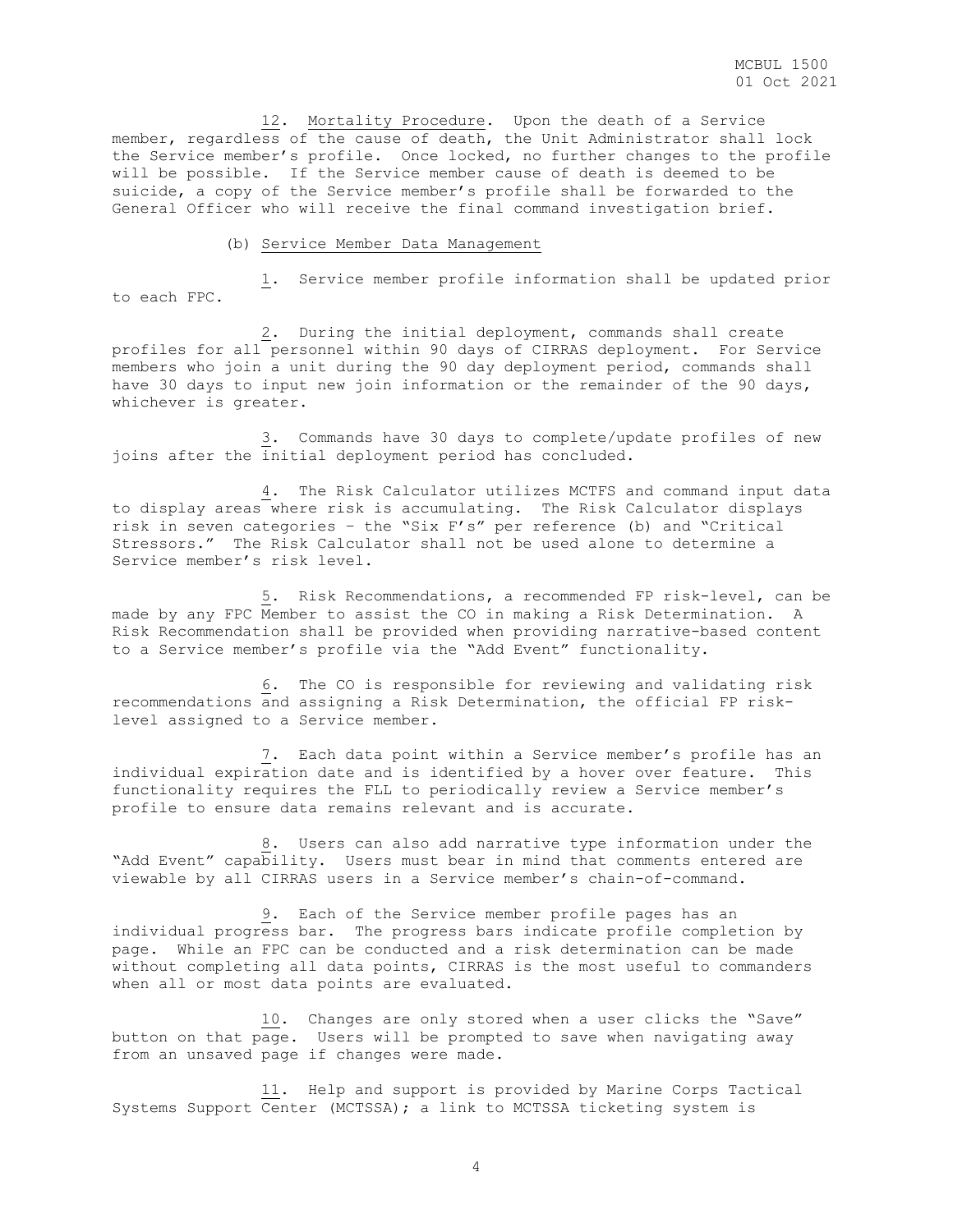12. Mortality Procedure. Upon the death of a Service member, regardless of the cause of death, the Unit Administrator shall lock the Service member's profile. Once locked, no further changes to the profile will be possible. If the Service member cause of death is deemed to be suicide, a copy of the Service member's profile shall be forwarded to the General Officer who will receive the final command investigation brief.

(b) Service Member Data Management

1. Service member profile information shall be updated prior to each FPC.

2. During the initial deployment, commands shall create profiles for all personnel within 90 days of CIRRAS deployment. For Service members who join a unit during the 90 day deployment period, commands shall have 30 days to input new join information or the remainder of the 90 days, whichever is greater.

3. Commands have 30 days to complete/update profiles of new joins after the initial deployment period has concluded.

4. The Risk Calculator utilizes MCTFS and command input data to display areas where risk is accumulating. The Risk Calculator displays risk in seven categories – the "Six F's" per reference (b) and "Critical Stressors." The Risk Calculator shall not be used alone to determine a Service member's risk level.

5. Risk Recommendations, a recommended FP risk-level, can be made by any FPC Member to assist the CO in making a Risk Determination. A Risk Recommendation shall be provided when providing narrative-based content to a Service member's profile via the "Add Event" functionality.

6. The CO is responsible for reviewing and validating risk recommendations and assigning a Risk Determination, the official FP risk-level assigned to a Service member.

7. Each data point within a Service member's profile has an individual expiration date and is identified by a hover over feature. This functionality requires the FLL to periodically review a Service member's profile to ensure data remains relevant and is accurate.

8. Users can also add narrative type information under the "Add Event" capability. Users must bear in mind that comments entered are viewable by all CIRRAS users in a Service member's chain-of-command.

9. Each of the Service member profile pages has an individual progress bar. The progress bars indicate profile completion by page. While an FPC can be conducted and a risk determination can be made without completing all data points, CIRRAS is the most useful to commanders when all or most data points are evaluated.

10. Changes are only stored when a user clicks the "Save" button on that page. Users will be prompted to save when navigating away from an unsaved page if changes were made.

11. Help and support is provided by Marine Corps Tactical Systems Support Center (MCTSSA); a link to MCTSSA ticketing system is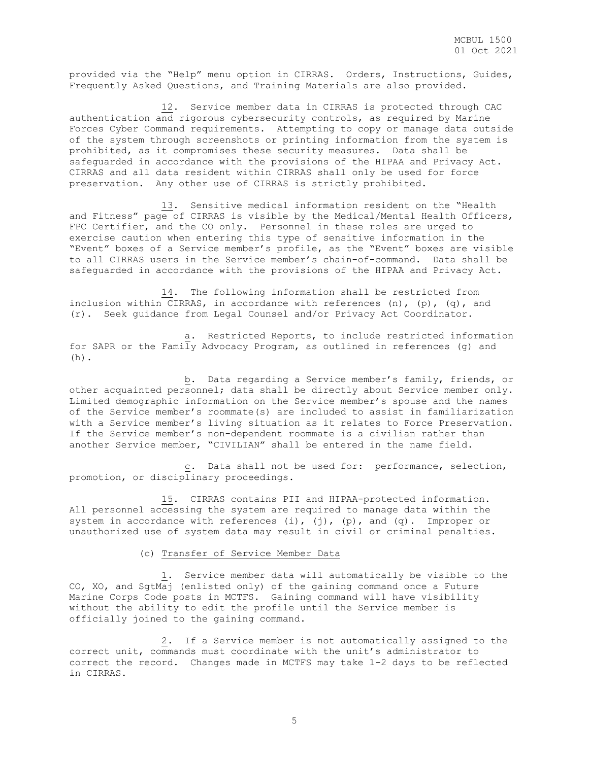provided via the "Help" menu option in CIRRAS. Orders, Instructions, Guides, Frequently Asked Questions, and Training Materials are also provided.

12. Service member data in CIRRAS is protected through CAC authentication and rigorous cybersecurity controls, as required by Marine Forces Cyber Command requirements. Attempting to copy or manage data outside of the system through screenshots or printing information from the system is prohibited, as it compromises these security measures. Data shall be safeguarded in accordance with the provisions of the HIPAA and Privacy Act. CIRRAS and all data resident within CIRRAS shall only be used for force preservation. Any other use of CIRRAS is strictly prohibited.

13. Sensitive medical information resident on the "Health and Fitness" page of CIRRAS is visible by the Medical/Mental Health Officers, FPC Certifier, and the CO only. Personnel in these roles are urged to exercise caution when entering this type of sensitive information in the "Event" boxes of a Service member's profile, as the "Event" boxes are visible to all CIRRAS users in the Service member's chain-of-command. Data shall be safeguarded in accordance with the provisions of the HIPAA and Privacy Act.

14. The following information shall be restricted from inclusion within CIRRAS, in accordance with references (n), (p), (q), and (r). Seek guidance from Legal Counsel and/or Privacy Act Coordinator.

a. Restricted Reports, to include restricted information for SAPR or the Family Advocacy Program, as outlined in references (g) and (h).

b. Data regarding a Service member's family, friends, or other acquainted personnel; data shall be directly about Service member only. Limited demographic information on the Service member's spouse and the names of the Service member's roommate(s) are included to assist in familiarization with a Service member's living situation as it relates to Force Preservation. If the Service member's non-dependent roommate is a civilian rather than another Service member, "CIVILIAN" shall be entered in the name field.

c. Data shall not be used for: performance, selection, promotion, or disciplinary proceedings.

15. CIRRAS contains PII and HIPAA-protected information. All personnel accessing the system are required to manage data within the system in accordance with references (i), (j), (p), and (q). Improper or unauthorized use of system data may result in civil or criminal penalties.

(c) Transfer of Service Member Data

1. Service member data will automatically be visible to the CO, XO, and SgtMaj (enlisted only) of the gaining command once a Future Marine Corps Code posts in MCTFS. Gaining command will have visibility without the ability to edit the profile until the Service member is officially joined to the gaining command.

2. If a Service member is not automatically assigned to the correct unit, commands must coordinate with the unit's administrator to correct the record. Changes made in MCTFS may take 1-2 days to be reflected in CIRRAS.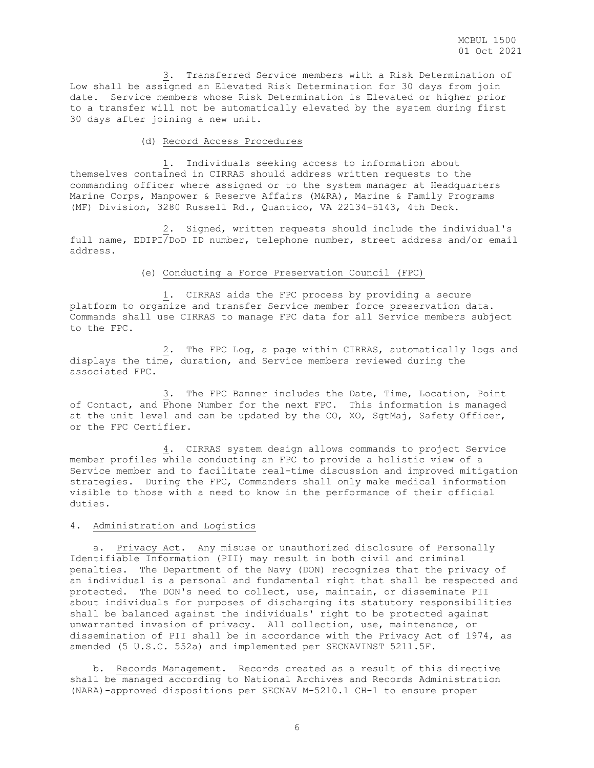3. Transferred Service members with a Risk Determination of Low shall be assigned an Elevated Risk Determination for 30 days from join date. Service members whose Risk Determination is Elevated or higher prior to a transfer will not be automatically elevated by the system during first 30 days after joining a new unit.

(d) Record Access Procedures

1. Individuals seeking access to information about themselves contained in CIRRAS should address written requests to the commanding officer where assigned or to the system manager at Headquarters Marine Corps, Manpower & Reserve Affairs (M&RA), Marine & Family Programs (MF) Division, 3280 Russell Rd., Quantico, VA 22134-5143, 4th Deck.

2. Signed, written requests should include the individual's full name, EDIPI/DoD ID number, telephone number, street address and/or email address.

(e) Conducting a Force Preservation Council (FPC)

1. CIRRAS aids the FPC process by providing a secure platform to organize and transfer Service member force preservation data. Commands shall use CIRRAS to manage FPC data for all Service members subject to the FPC.

2. The FPC Log, a page within CIRRAS, automatically logs and displays the time, duration, and Service members reviewed during the associated FPC.

3. The FPC Banner includes the Date, Time, Location, Point of Contact, and Phone Number for the next FPC. This information is managed at the unit level and can be updated by the CO, XO, SgtMaj, Safety Officer, or the FPC Certifier.

4. CIRRAS system design allows commands to project Service member profiles while conducting an FPC to provide a holistic view of a Service member and to facilitate real-time discussion and improved mitigation strategies. During the FPC, Commanders shall only make medical information visible to those with a need to know in the performance of their official duties.

4. Administration and Logistics

a. Privacy Act. Any misuse or unauthorized disclosure of Personally Identifiable Information (PII) may result in both civil and criminal penalties. The Department of the Navy (DON) recognizes that the privacy of an individual is a personal and fundamental right that shall be respected and protected. The DON's need to collect, use, maintain, or disseminate PII about individuals for purposes of discharging its statutory responsibilities shall be balanced against the individuals' right to be protected against unwarranted invasion of privacy. All collection, use, maintenance, or dissemination of PII shall be in accordance with the Privacy Act of 1974, as amended (5 U.S.C. 552a) and implemented per SECNAVINST 5211.5F.

b. Records Management. Records created as a result of this directive shall be managed according to National Archives and Records Administration (NARA)-approved dispositions per SECNAV M-5210.1 CH-1 to ensure proper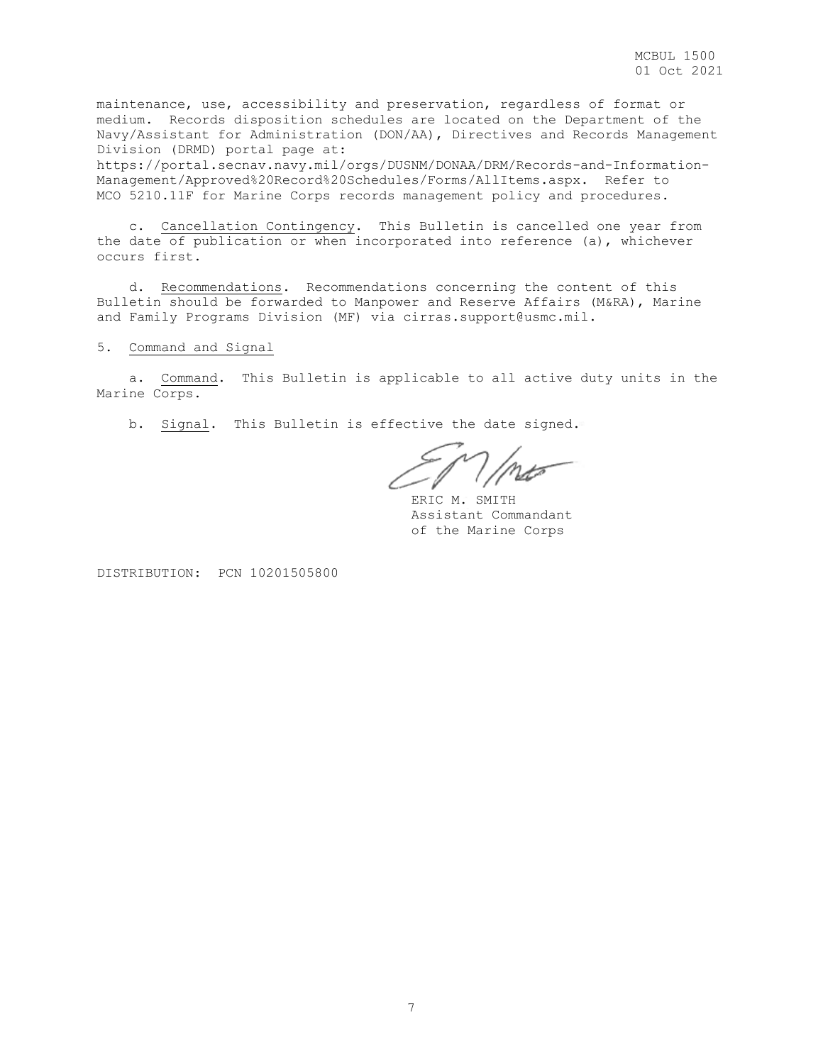maintenance, use, accessibility and preservation, regardless of format or medium. Records disposition schedules are located on the Department of the Navy/Assistant for Administration (DON/AA), Directives and Records Management Division (DRMD) portal page at: https://portal.secnav.navy.mil/orgs/DUSNM/DONAA/DRM/Records-and-Information-Management/Approved%20Record%20Schedules/Forms/AllItems.aspx. Refer to MCO 5210.11F for Marine Corps records management policy and procedures.

c. Cancellation Contingency. This Bulletin is cancelled one year from the date of publication or when incorporated into reference (a), whichever occurs first.

d. Recommendations. Recommendations concerning the content of this Bulletin should be forwarded to Manpower and Reserve Affairs (M&RA), Marine and Family Programs Division (MF) via cirras.support@usmc.mil.

5. Command and Signal

a. Command. This Bulletin is applicable to all active duty units in the Marine Corps.

b. Signal. This Bulletin is effective the date signed.

ERIC M. SMITH
Assistant Commandant
of the Marine Corps

DISTRIBUTION: PCN 10201505800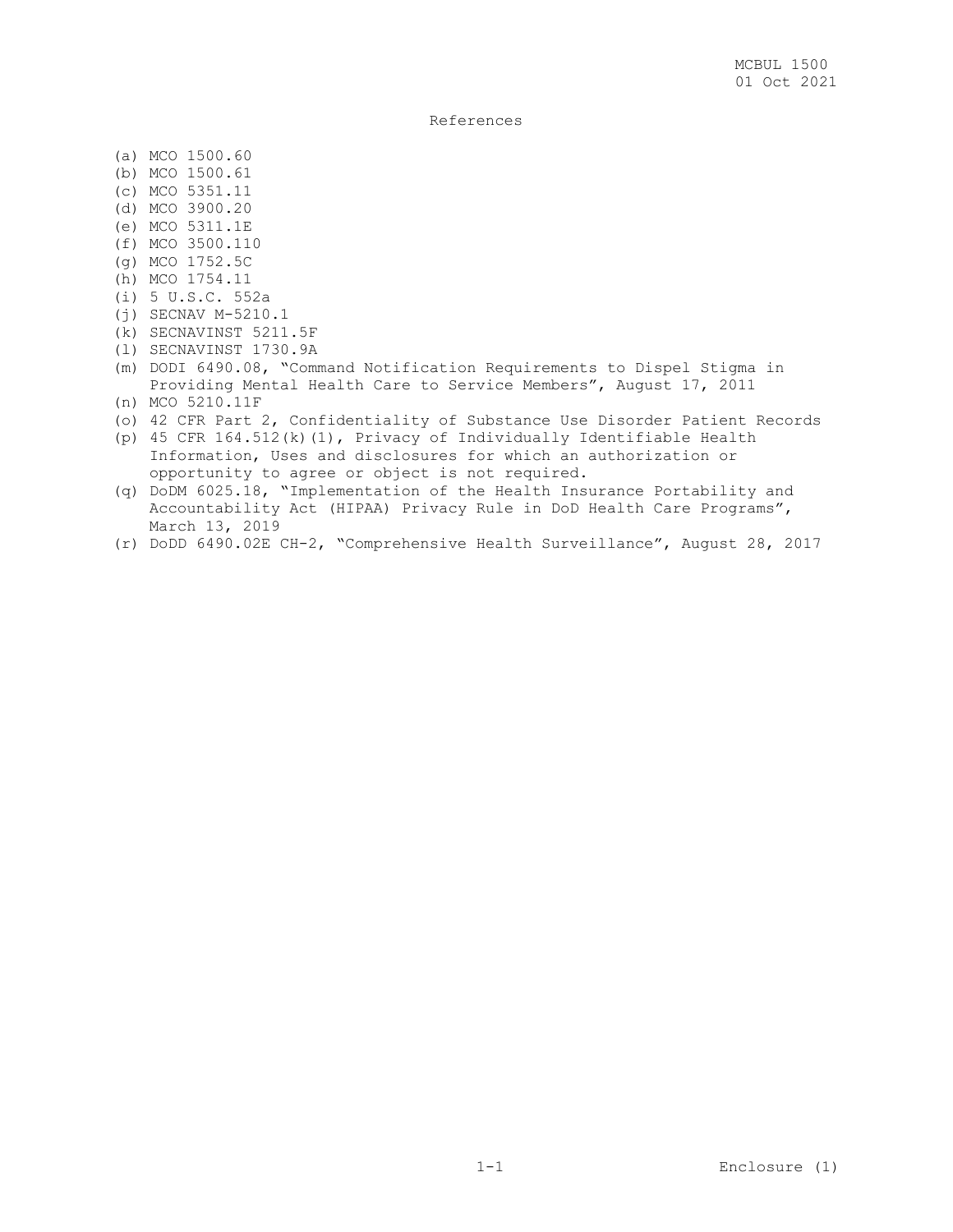# References

(a) MCO 1500.60
(b) MCO 1500.61
(c) MCO 5351.11
(d) MCO 3900.20
(e) MCO 5311.1E
(f) MCO 3500.110
(g) MCO 1752.5C
(h) MCO 1754.11
(i) 5 U.S.C. 552a
(j) SECNAV M-5210.1
(k) SECNAVINST 5211.5F
(l) SECNAVINST 1730.9A
(m) DODI 6490.08, "Command Notification Requirements to Dispel Stigma in Providing Mental Health Care to Service Members", August 17, 2011
(n) MCO 5210.11F
(o) 42 CFR Part 2, Confidentiality of Substance Use Disorder Patient Records
(p) 45 CFR 164.512(k)(1), Privacy of Individually Identifiable Health Information, Uses and disclosures for which an authorization or opportunity to agree or object is not required.
(q) DoDM 6025.18, "Implementation of the Health Insurance Portability and Accountability Act (HIPAA) Privacy Rule in DoD Health Care Programs", March 13, 2019
(r) DoDD 6490.02E CH-2, "Comprehensive Health Surveillance", August 28, 2017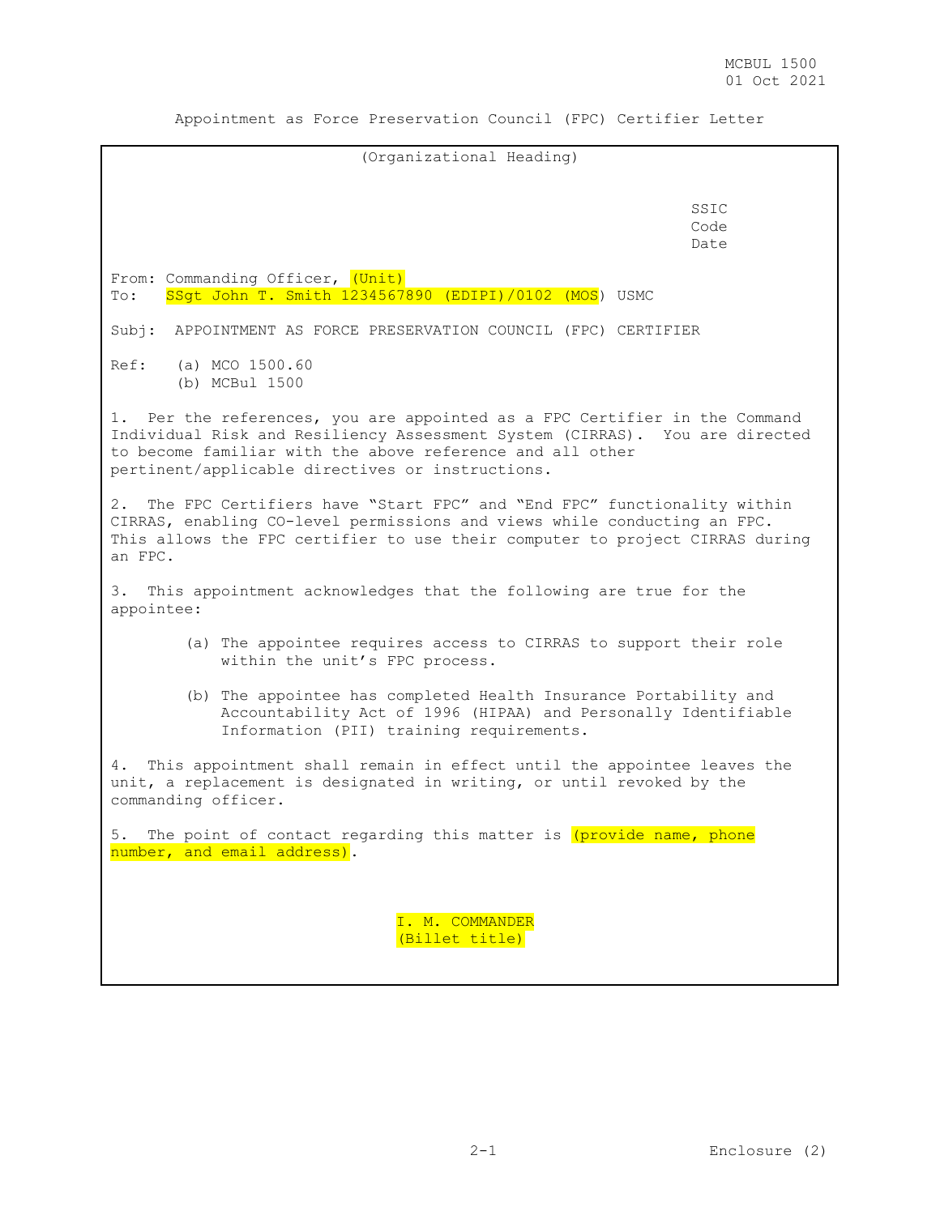Appointment as Force Preservation Council (FPC) Certifier Letter

(Organizational Heading)

SSIC
Code
Date

From: Commanding Officer, (Unit)
To: SSgt John T. Smith 1234567890 (EDIPI)/0102 (MOS) USMC

Subj: APPOINTMENT AS FORCE PRESERVATION COUNCIL (FPC) CERTIFIER

Ref: (a) MCO 1500.60
(b) MCBul 1500

1. Per the references, you are appointed as a FPC Certifier in the Command Individual Risk and Resiliency Assessment System (CIRRAS). You are directed to become familiar with the above reference and all other pertinent/applicable directives or instructions.

2. The FPC Certifiers have "Start FPC" and "End FPC" functionality within CIRRAS, enabling CO-level permissions and views while conducting an FPC. This allows the FPC certifier to use their computer to project CIRRAS during an FPC.

3. This appointment acknowledges that the following are true for the appointee:

(a) The appointee requires access to CIRRAS to support their role within the unit's FPC process.

(b) The appointee has completed Health Insurance Portability and Accountability Act of 1996 (HIPAA) and Personally Identifiable Information (PII) training requirements.

4. This appointment shall remain in effect until the appointee leaves the unit, a replacement is designated in writing, or until revoked by the commanding officer.

5. The point of contact regarding this matter is (provide name, phone number, and email address).

I. M. COMMANDER
(Billet title)

Enclosure (2)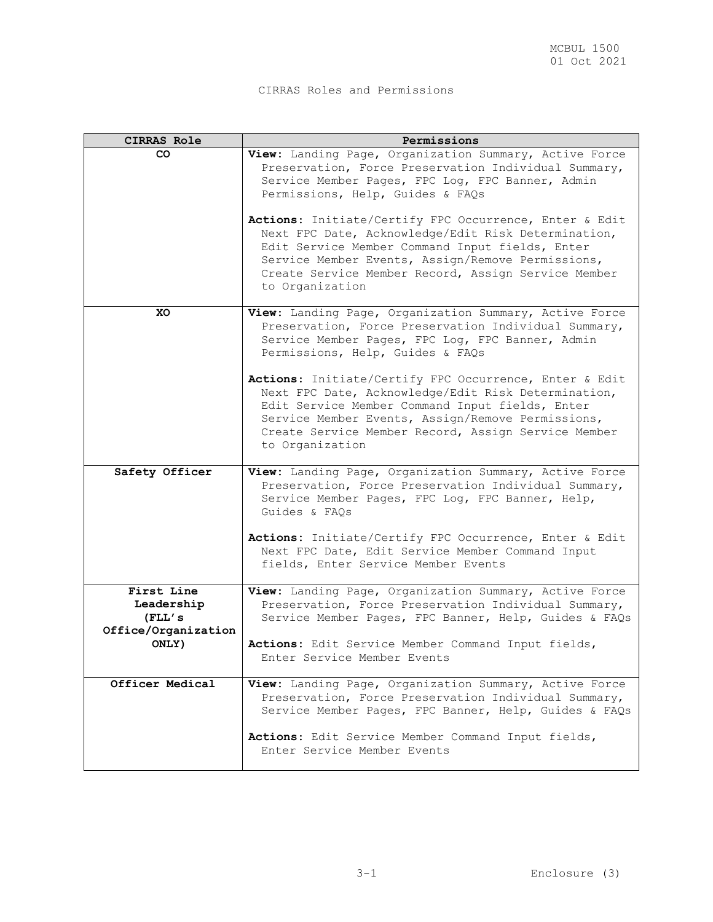CIRRAS Roles and Permissions

| CIRRAS Role | Permissions |
|---|---|
| **CO** | **View:** Landing Page, Organization Summary, Active Force Preservation, Force Preservation Individual Summary, Service Member Pages, FPC Log, FPC Banner, Admin Permissions, Help, Guides & FAQs<br><br>**Actions:** Initiate/Certify FPC Occurrence, Enter & Edit Next FPC Date, Acknowledge/Edit Risk Determination, Edit Service Member Command Input fields, Enter Service Member Events, Assign/Remove Permissions, Create Service Member Record, Assign Service Member to Organization |
| **XO** | **View:** Landing Page, Organization Summary, Active Force Preservation, Force Preservation Individual Summary, Service Member Pages, FPC Log, FPC Banner, Admin Permissions, Help, Guides & FAQs<br><br>**Actions:** Initiate/Certify FPC Occurrence, Enter & Edit Next FPC Date, Acknowledge/Edit Risk Determination, Edit Service Member Command Input fields, Enter Service Member Events, Assign/Remove Permissions, Create Service Member Record, Assign Service Member to Organization |
| **Safety Officer** | **View:** Landing Page, Organization Summary, Active Force Preservation, Force Preservation Individual Summary, Service Member Pages, FPC Log, FPC Banner, Help, Guides & FAQs<br><br>**Actions:** Initiate/Certify FPC Occurrence, Enter & Edit Next FPC Date, Edit Service Member Command Input fields, Enter Service Member Events |
| **First Line Leadership (FLL's Office/Organization ONLY)** | **View:** Landing Page, Organization Summary, Active Force Preservation, Force Preservation Individual Summary, Service Member Pages, FPC Banner, Help, Guides & FAQs<br><br>**Actions:** Edit Service Member Command Input fields, Enter Service Member Events |
| **Officer Medical** | **View:** Landing Page, Organization Summary, Active Force Preservation, Force Preservation Individual Summary, Service Member Pages, FPC Banner, Help, Guides & FAQs<br><br>**Actions:** Edit Service Member Command Input fields, Enter Service Member Events |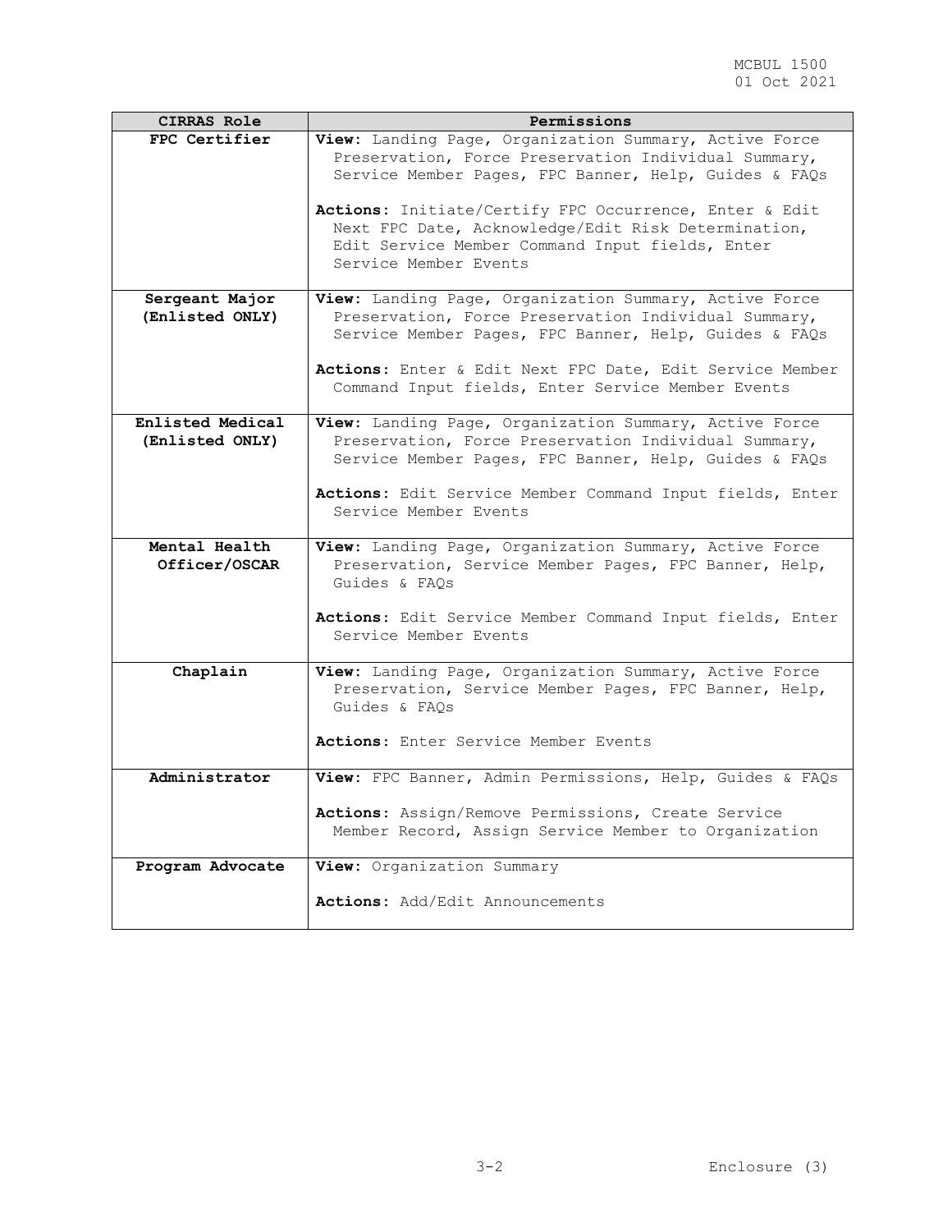| CIRRAS Role | Permissions |
| --- | --- |
| **FPC Certifier** | **View:** Landing Page, Organization Summary, Active Force Preservation, Force Preservation Individual Summary, Service Member Pages, FPC Banner, Help, Guides & FAQs<br><br>**Actions:** Initiate/Certify FPC Occurrence, Enter & Edit Next FPC Date, Acknowledge/Edit Risk Determination, Edit Service Member Command Input fields, Enter Service Member Events |
| **Sergeant Major (Enlisted ONLY)** | **View:** Landing Page, Organization Summary, Active Force Preservation, Force Preservation Individual Summary, Service Member Pages, FPC Banner, Help, Guides & FAQs<br><br>**Actions:** Enter & Edit Next FPC Date, Edit Service Member Command Input fields, Enter Service Member Events |
| **Enlisted Medical (Enlisted ONLY)** | **View:** Landing Page, Organization Summary, Active Force Preservation, Force Preservation Individual Summary, Service Member Pages, FPC Banner, Help, Guides & FAQs<br><br>**Actions:** Edit Service Member Command Input fields, Enter Service Member Events |
| **Mental Health Officer/OSCAR** | **View:** Landing Page, Organization Summary, Active Force Preservation, Service Member Pages, FPC Banner, Help, Guides & FAQs<br><br>**Actions:** Edit Service Member Command Input fields, Enter Service Member Events |
| **Chaplain** | **View:** Landing Page, Organization Summary, Active Force Preservation, Service Member Pages, FPC Banner, Help, Guides & FAQs<br><br>**Actions:** Enter Service Member Events |
| **Administrator** | **View:** FPC Banner, Admin Permissions, Help, Guides & FAQs<br><br>**Actions:** Assign/Remove Permissions, Create Service Member Record, Assign Service Member to Organization |
| **Program Advocate** | **View:** Organization Summary<br><br>**Actions:** Add/Edit Announcements |